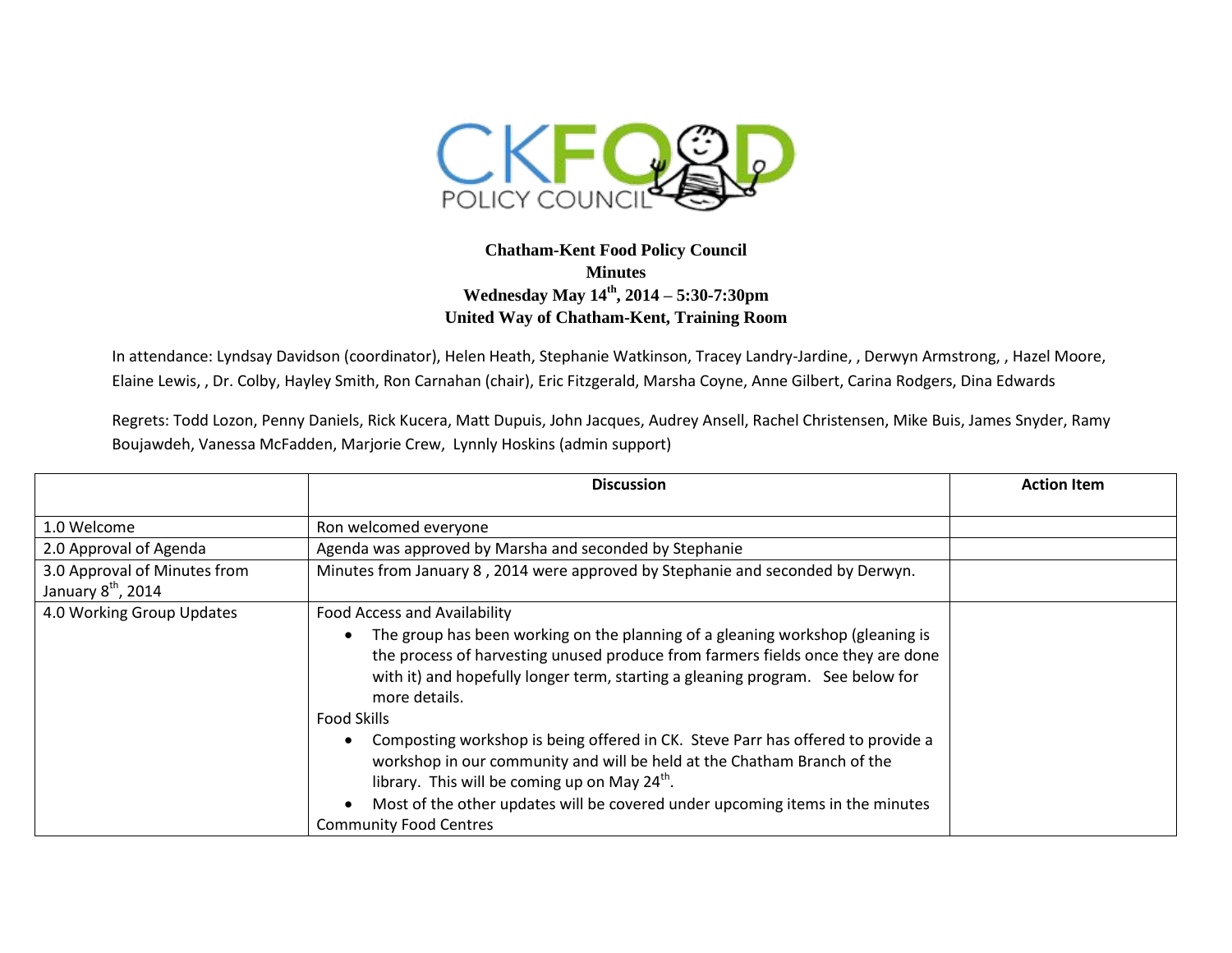CKFOOD POLICY COUNCIL

**Chatham-Kent Food Policy Council**
**Minutes**
**Wednesday May 14th, 2014 – 5:30-7:30pm**
**United Way of Chatham-Kent, Training Room**

In attendance: Lyndsay Davidson (coordinator), Helen Heath, Stephanie Watkinson, Tracey Landry-Jardine, , Derwyn Armstrong, , Hazel Moore, Elaine Lewis, , Dr. Colby, Hayley Smith, Ron Carnahan (chair), Eric Fitzgerald, Marsha Coyne, Anne Gilbert, Carina Rodgers, Dina Edwards

Regrets: Todd Lozon, Penny Daniels, Rick Kucera, Matt Dupuis, John Jacques, Audrey Ansell, Rachel Christensen, Mike Buis, James Snyder, Ramy Boujawdeh, Vanessa McFadden, Marjorie Crew, Lynnly Hoskins (admin support)

| | **Discussion** | **Action Item** |
|---|---|---|
| 1.0 Welcome | Ron welcomed everyone | |
| 2.0 Approval of Agenda | Agenda was approved by Marsha and seconded by Stephanie | |
| 3.0 Approval of Minutes from January 8th, 2014 | Minutes from January 8 , 2014 were approved by Stephanie and seconded by Derwyn. | |
| 4.0 Working Group Updates | Food Access and Availability<br>• The group has been working on the planning of a gleaning workshop (gleaning is the process of harvesting unused produce from farmers fields once they are done with it) and hopefully longer term, starting a gleaning program. See below for more details.<br>Food Skills<br>• Composting workshop is being offered in CK. Steve Parr has offered to provide a workshop in our community and will be held at the Chatham Branch of the library. This will be coming up on May 24th.<br>• Most of the other updates will be covered under upcoming items in the minutes<br>Community Food Centres | |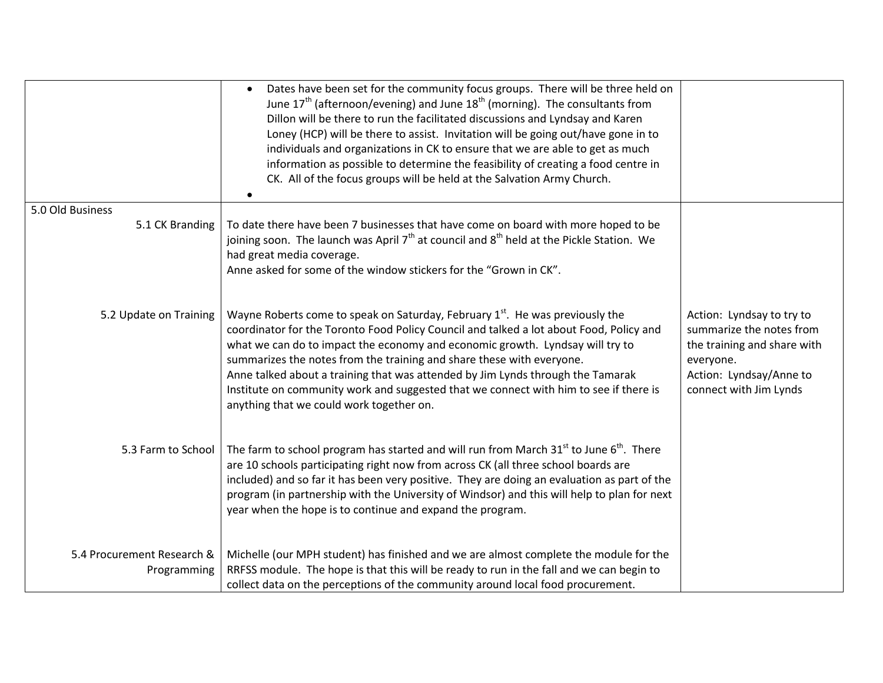| | | |
|---|---|---|
| | • Dates have been set for the community focus groups. There will be three held on June 17th (afternoon/evening) and June 18th (morning). The consultants from Dillon will be there to run the facilitated discussions and Lyndsay and Karen Loney (HCP) will be there to assist. Invitation will be going out/have gone in to individuals and organizations in CK to ensure that we are able to get as much information as possible to determine the feasibility of creating a food centre in CK. All of the focus groups will be held at the Salvation Army Church.<br>• | |
| 5.0 Old Business<br>5.1 CK Branding | To date there have been 7 businesses that have come on board with more hoped to be joining soon. The launch was April 7th at council and 8th held at the Pickle Station. We had great media coverage.<br>Anne asked for some of the window stickers for the "Grown in CK". | |
| 5.2 Update on Training | Wayne Roberts come to speak on Saturday, February 1st. He was previously the coordinator for the Toronto Food Policy Council and talked a lot about Food, Policy and what we can do to impact the economy and economic growth. Lyndsay will try to summarizes the notes from the training and share these with everyone.<br>Anne talked about a training that was attended by Jim Lynds through the Tamarak Institute on community work and suggested that we connect with him to see if there is anything that we could work together on. | Action: Lyndsay to try to summarize the notes from the training and share with everyone.<br>Action: Lyndsay/Anne to connect with Jim Lynds |
| 5.3 Farm to School | The farm to school program has started and will run from March 31st to June 6th. There are 10 schools participating right now from across CK (all three school boards are included) and so far it has been very positive. They are doing an evaluation as part of the program (in partnership with the University of Windsor) and this will help to plan for next year when the hope is to continue and expand the program. | |
| 5.4 Procurement Research & Programming | Michelle (our MPH student) has finished and we are almost complete the module for the RRFSS module. The hope is that this will be ready to run in the fall and we can begin to collect data on the perceptions of the community around local food procurement. | |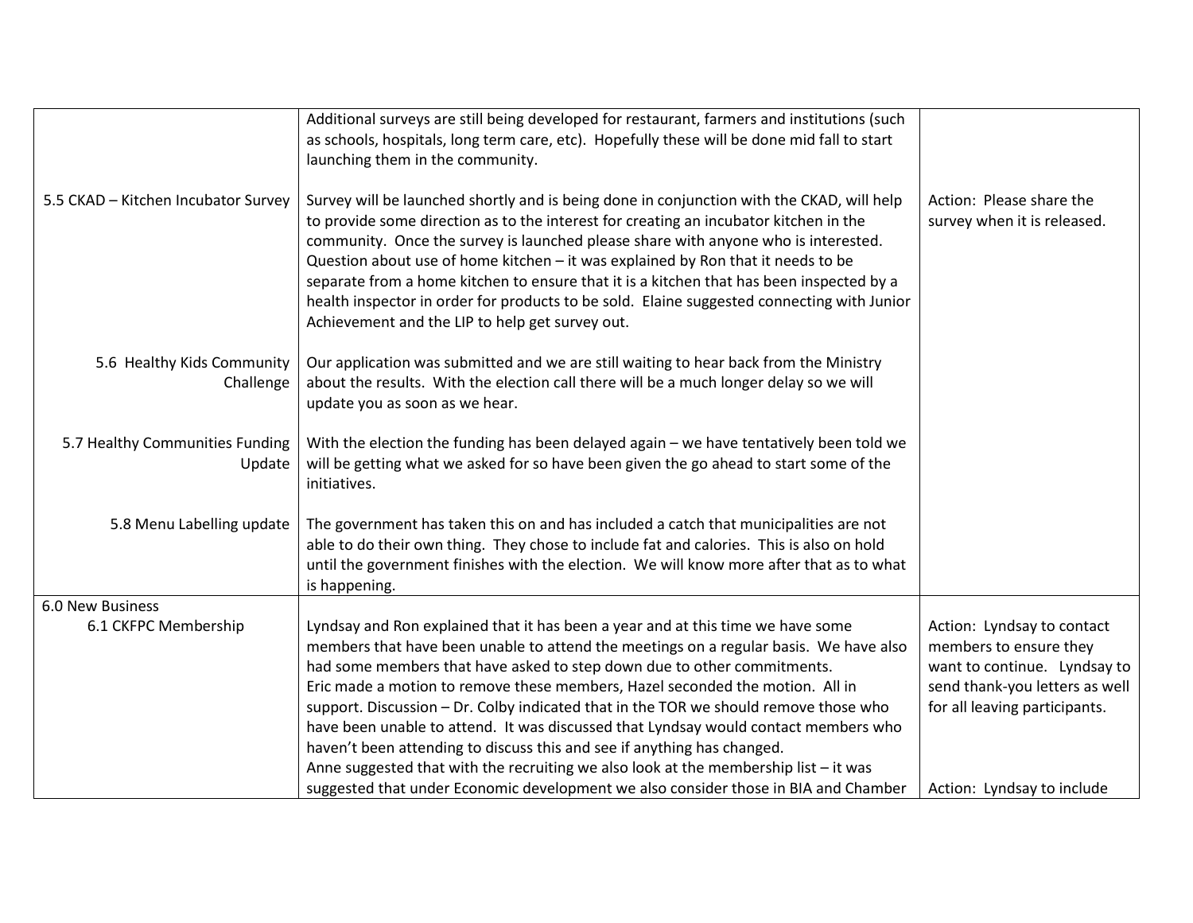| | | |
|---|---|---|
| | Additional surveys are still being developed for restaurant, farmers and institutions (such as schools, hospitals, long term care, etc). Hopefully these will be done mid fall to start launching them in the community. | |
| 5.5 CKAD – Kitchen Incubator Survey | Survey will be launched shortly and is being done in conjunction with the CKAD, will help to provide some direction as to the interest for creating an incubator kitchen in the community. Once the survey is launched please share with anyone who is interested. Question about use of home kitchen – it was explained by Ron that it needs to be separate from a home kitchen to ensure that it is a kitchen that has been inspected by a health inspector in order for products to be sold. Elaine suggested connecting with Junior Achievement and the LIP to help get survey out. | Action: Please share the survey when it is released. |
| 5.6 Healthy Kids Community Challenge | Our application was submitted and we are still waiting to hear back from the Ministry about the results. With the election call there will be a much longer delay so we will update you as soon as we hear. | |
| 5.7 Healthy Communities Funding Update | With the election the funding has been delayed again – we have tentatively been told we will be getting what we asked for so have been given the go ahead to start some of the initiatives. | |
| 5.8 Menu Labelling update | The government has taken this on and has included a catch that municipalities are not able to do their own thing. They chose to include fat and calories. This is also on hold until the government finishes with the election. We will know more after that as to what is happening. | |
| 6.0 New Business<br>6.1 CKFPC Membership | Lyndsay and Ron explained that it has been a year and at this time we have some members that have been unable to attend the meetings on a regular basis. We have also had some members that have asked to step down due to other commitments.<br>Eric made a motion to remove these members, Hazel seconded the motion. All in support. Discussion – Dr. Colby indicated that in the TOR we should remove those who have been unable to attend. It was discussed that Lyndsay would contact members who haven't been attending to discuss this and see if anything has changed.<br>Anne suggested that with the recruiting we also look at the membership list – it was suggested that under Economic development we also consider those in BIA and Chamber | Action: Lyndsay to contact members to ensure they want to continue. Lyndsay to send thank-you letters as well for all leaving participants.<br><br>Action: Lyndsay to include |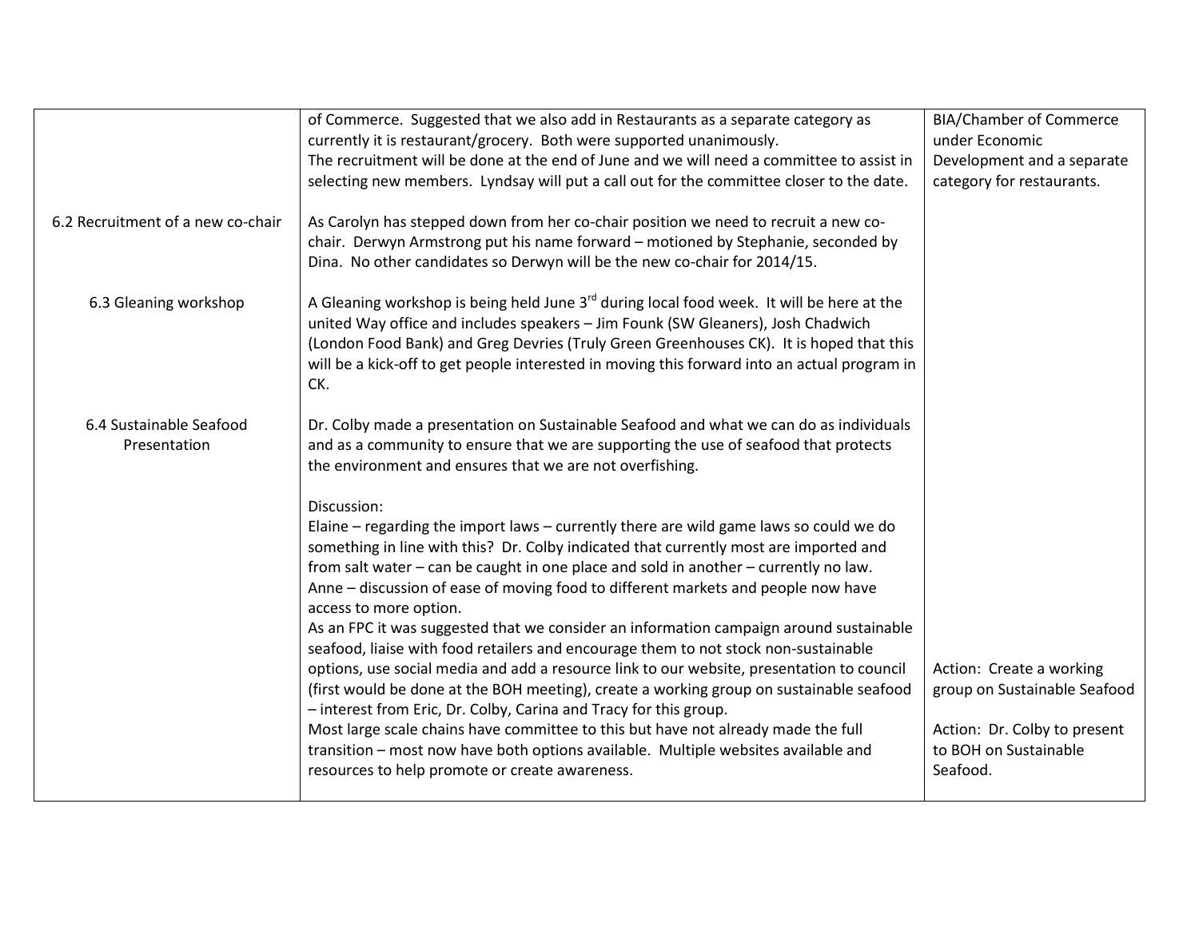| | | |
|---|---|---|
| | of Commerce. Suggested that we also add in Restaurants as a separate category as currently it is restaurant/grocery. Both were supported unanimously.<br>The recruitment will be done at the end of June and we will need a committee to assist in selecting new members. Lyndsay will put a call out for the committee closer to the date. | BIA/Chamber of Commerce under Economic Development and a separate category for restaurants. |
| 6.2 Recruitment of a new co-chair | As Carolyn has stepped down from her co-chair position we need to recruit a new co-chair. Derwyn Armstrong put his name forward – motioned by Stephanie, seconded by Dina. No other candidates so Derwyn will be the new co-chair for 2014/15. | |
| 6.3 Gleaning workshop | A Gleaning workshop is being held June 3rd during local food week. It will be here at the united Way office and includes speakers – Jim Founk (SW Gleaners), Josh Chadwich (London Food Bank) and Greg Devries (Truly Green Greenhouses CK). It is hoped that this will be a kick-off to get people interested in moving this forward into an actual program in CK. | |
| 6.4 Sustainable Seafood Presentation | Dr. Colby made a presentation on Sustainable Seafood and what we can do as individuals and as a community to ensure that we are supporting the use of seafood that protects the environment and ensures that we are not overfishing.<br><br>Discussion:<br>Elaine – regarding the import laws – currently there are wild game laws so could we do something in line with this? Dr. Colby indicated that currently most are imported and from salt water – can be caught in one place and sold in another – currently no law.<br>Anne – discussion of ease of moving food to different markets and people now have access to more option.<br>As an FPC it was suggested that we consider an information campaign around sustainable seafood, liaise with food retailers and encourage them to not stock non-sustainable options, use social media and add a resource link to our website, presentation to council (first would be done at the BOH meeting), create a working group on sustainable seafood – interest from Eric, Dr. Colby, Carina and Tracy for this group.<br>Most large scale chains have committee to this but have not already made the full transition – most now have both options available. Multiple websites available and resources to help promote or create awareness. | Action: Create a working group on Sustainable Seafood<br><br>Action: Dr. Colby to present to BOH on Sustainable Seafood. |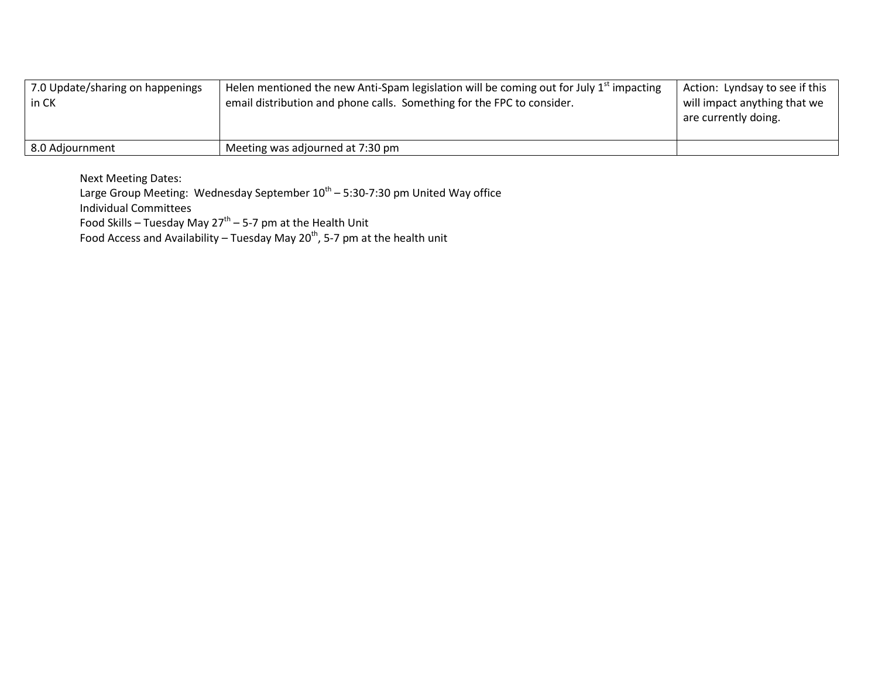| | | |
|---|---|---|
| 7.0 Update/sharing on happenings in CK | Helen mentioned the new Anti-Spam legislation will be coming out for July 1st impacting email distribution and phone calls. Something for the FPC to consider. | Action: Lyndsay to see if this will impact anything that we are currently doing. |
| 8.0 Adjournment | Meeting was adjourned at 7:30 pm | |

Next Meeting Dates:
Large Group Meeting: Wednesday September 10th – 5:30-7:30 pm United Way office
Individual Committees
Food Skills – Tuesday May 27th – 5-7 pm at the Health Unit
Food Access and Availability – Tuesday May 20th, 5-7 pm at the health unit